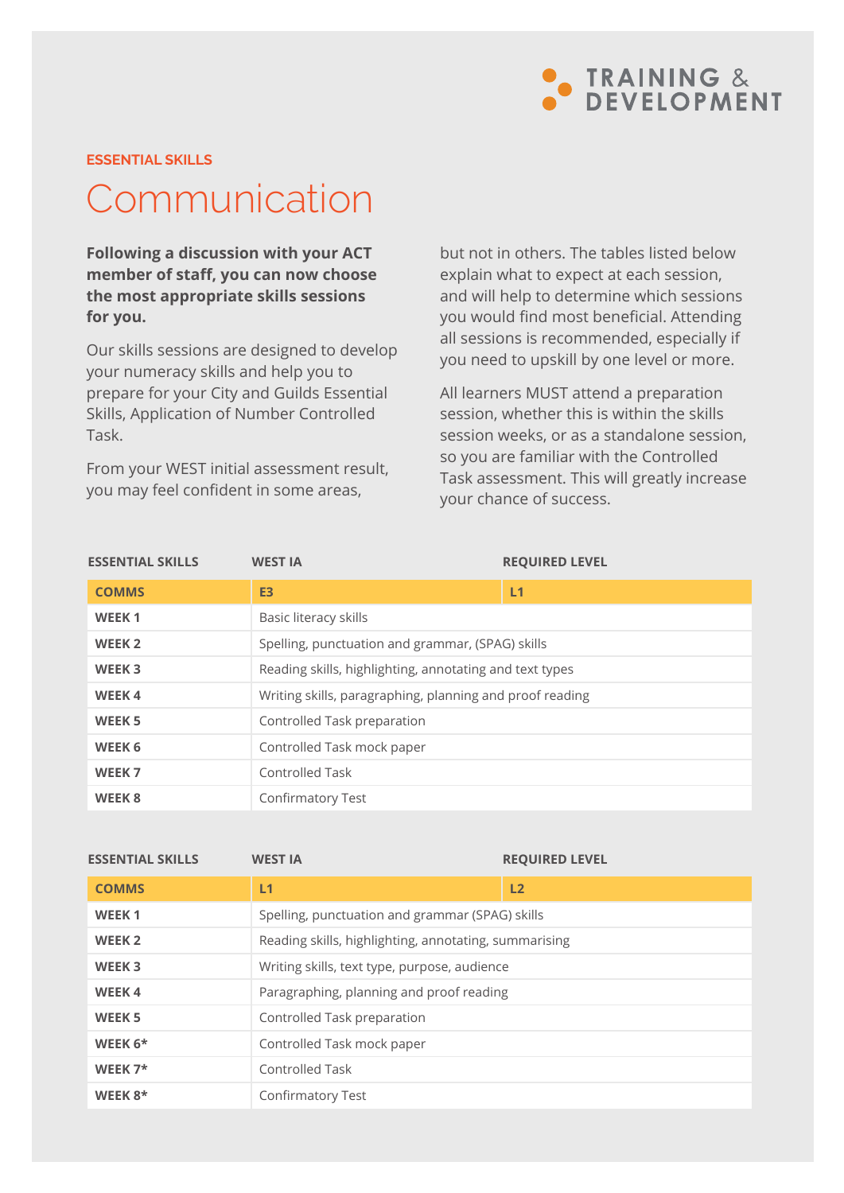ESSENTIAL SKILLS

# Communication

**Following a discussion with your ACT member of staff, you can now choose the most appropriate skills sessions for you.**

Our skills sessions are designed to develop your numeracy skills and help you to prepare for your City and Guilds Essential Skills, Application of Number Controlled Task.

From your WEST initial assessment result, you may feel confident in some areas, but not in others. The tables listed below explain what to expect at each session, and will help to determine which sessions you would find most beneficial. Attending all sessions is recommended, especially if you need to upskill by one level or more.

All learners MUST attend a preparation session, whether this is within the skills session weeks, or as a standalone session, so you are familiar with the Controlled Task assessment. This will greatly increase your chance of success.

| ESSENTIAL SKILLS | WEST IA | REQUIRED LEVEL |
|---|---|---|
| **COMMS** | **E3** | **L1** |
| **WEEK 1** | Basic literacy skills | |
| **WEEK 2** | Spelling, punctuation and grammar, (SPAG) skills | |
| **WEEK 3** | Reading skills, highlighting, annotating and text types | |
| **WEEK 4** | Writing skills, paragraphing, planning and proof reading | |
| **WEEK 5** | Controlled Task preparation | |
| **WEEK 6** | Controlled Task mock paper | |
| **WEEK 7** | Controlled Task | |
| **WEEK 8** | Confirmatory Test | |

| ESSENTIAL SKILLS | WEST IA | REQUIRED LEVEL |
|---|---|---|
| **COMMS** | **L1** | **L2** |
| **WEEK 1** | Spelling, punctuation and grammar (SPAG) skills | |
| **WEEK 2** | Reading skills, highlighting, annotating, summarising | |
| **WEEK 3** | Writing skills, text type, purpose, audience | |
| **WEEK 4** | Paragraphing, planning and proof reading | |
| **WEEK 5** | Controlled Task preparation | |
| **WEEK 6*** | Controlled Task mock paper | |
| **WEEK 7*** | Controlled Task | |
| **WEEK 8*** | Confirmatory Test | |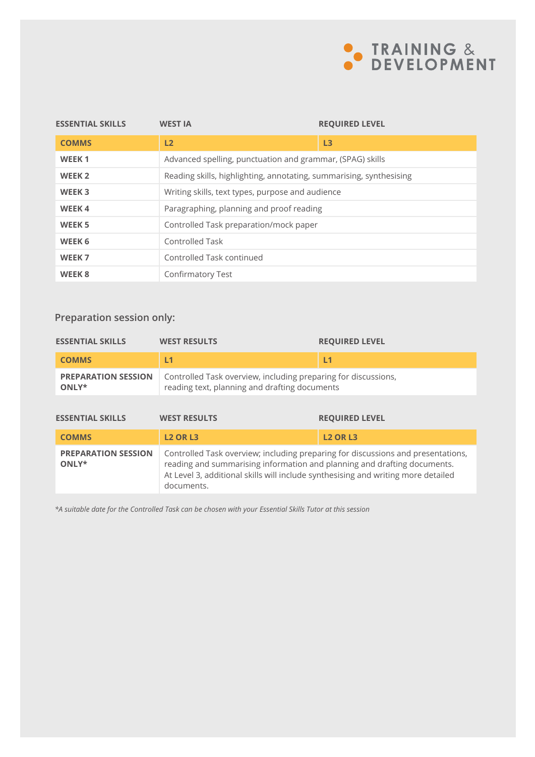| ESSENTIAL SKILLS | WEST IA | REQUIRED LEVEL |
|---|---|---|
| **COMMS** | **L2** | **L3** |
| **WEEK 1** | Advanced spelling, punctuation and grammar, (SPAG) skills | |
| **WEEK 2** | Reading skills, highlighting, annotating, summarising, synthesising | |
| **WEEK 3** | Writing skills, text types, purpose and audience | |
| **WEEK 4** | Paragraphing, planning and proof reading | |
| **WEEK 5** | Controlled Task preparation/mock paper | |
| **WEEK 6** | Controlled Task | |
| **WEEK 7** | Controlled Task continued | |
| **WEEK 8** | Confirmatory Test | |

## Preparation session only:

| ESSENTIAL SKILLS | WEST RESULTS | REQUIRED LEVEL |
|---|---|---|
| **COMMS** | **L1** | **L1** |
| **PREPARATION SESSION ONLY*** | Controlled Task overview, including preparing for discussions, reading text, planning and drafting documents | |

| ESSENTIAL SKILLS | WEST RESULTS | REQUIRED LEVEL |
|---|---|---|
| **COMMS** | **L2 OR L3** | **L2 OR L3** |
| **PREPARATION SESSION ONLY*** | Controlled Task overview; including preparing for discussions and presentations, reading and summarising information and planning and drafting documents. At Level 3, additional skills will include synthesising and writing more detailed documents. | |

*\*A suitable date for the Controlled Task can be chosen with your Essential Skills Tutor at this session*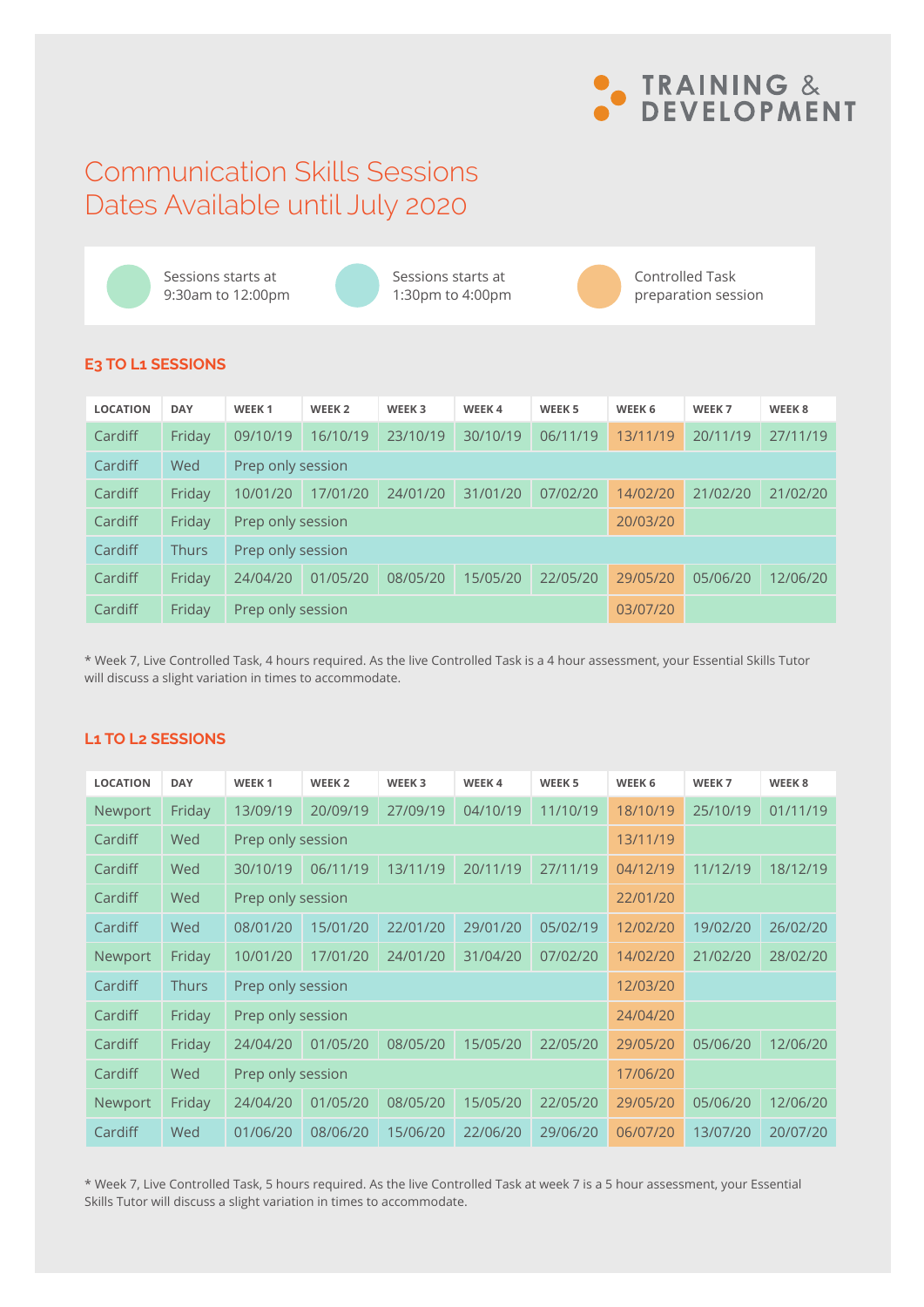TRAINING & DEVELOPMENT

# Communication Skills Sessions Dates Available until July 2020

Sessions starts at 9:30am to 12:00pm

Sessions starts at 1:30pm to 4:00pm

Controlled Task preparation session

## E3 TO L1 SESSIONS

| LOCATION | DAY | WEEK 1 | WEEK 2 | WEEK 3 | WEEK 4 | WEEK 5 | WEEK 6 | WEEK 7 | WEEK 8 |
|---|---|---|---|---|---|---|---|---|---|
| Cardiff | Friday | 09/10/19 | 16/10/19 | 23/10/19 | 30/10/19 | 06/11/19 | 13/11/19 | 20/11/19 | 27/11/19 |
| Cardiff | Wed | Prep only session | | | | | | | |
| Cardiff | Friday | 10/01/20 | 17/01/20 | 24/01/20 | 31/01/20 | 07/02/20 | 14/02/20 | 21/02/20 | 21/02/20 |
| Cardiff | Friday | Prep only session | | | | | 20/03/20 | | |
| Cardiff | Thurs | Prep only session | | | | | | | |
| Cardiff | Friday | 24/04/20 | 01/05/20 | 08/05/20 | 15/05/20 | 22/05/20 | 29/05/20 | 05/06/20 | 12/06/20 |
| Cardiff | Friday | Prep only session | | | | | 03/07/20 | | |

* Week 7, Live Controlled Task, 4 hours required. As the live Controlled Task is a 4 hour assessment, your Essential Skills Tutor will discuss a slight variation in times to accommodate.

## L1 TO L2 SESSIONS

| LOCATION | DAY | WEEK 1 | WEEK 2 | WEEK 3 | WEEK 4 | WEEK 5 | WEEK 6 | WEEK 7 | WEEK 8 |
|---|---|---|---|---|---|---|---|---|---|
| Newport | Friday | 13/09/19 | 20/09/19 | 27/09/19 | 04/10/19 | 11/10/19 | 18/10/19 | 25/10/19 | 01/11/19 |
| Cardiff | Wed | Prep only session | | | | | 13/11/19 | | |
| Cardiff | Wed | 30/10/19 | 06/11/19 | 13/11/19 | 20/11/19 | 27/11/19 | 04/12/19 | 11/12/19 | 18/12/19 |
| Cardiff | Wed | Prep only session | | | | | 22/01/20 | | |
| Cardiff | Wed | 08/01/20 | 15/01/20 | 22/01/20 | 29/01/20 | 05/02/19 | 12/02/20 | 19/02/20 | 26/02/20 |
| Newport | Friday | 10/01/20 | 17/01/20 | 24/01/20 | 31/04/20 | 07/02/20 | 14/02/20 | 21/02/20 | 28/02/20 |
| Cardiff | Thurs | Prep only session | | | | | 12/03/20 | | |
| Cardiff | Friday | Prep only session | | | | | 24/04/20 | | |
| Cardiff | Friday | 24/04/20 | 01/05/20 | 08/05/20 | 15/05/20 | 22/05/20 | 29/05/20 | 05/06/20 | 12/06/20 |
| Cardiff | Wed | Prep only session | | | | | 17/06/20 | | |
| Newport | Friday | 24/04/20 | 01/05/20 | 08/05/20 | 15/05/20 | 22/05/20 | 29/05/20 | 05/06/20 | 12/06/20 |
| Cardiff | Wed | 01/06/20 | 08/06/20 | 15/06/20 | 22/06/20 | 29/06/20 | 06/07/20 | 13/07/20 | 20/07/20 |

* Week 7, Live Controlled Task, 5 hours required. As the live Controlled Task at week 7 is a 5 hour assessment, your Essential Skills Tutor will discuss a slight variation in times to accommodate.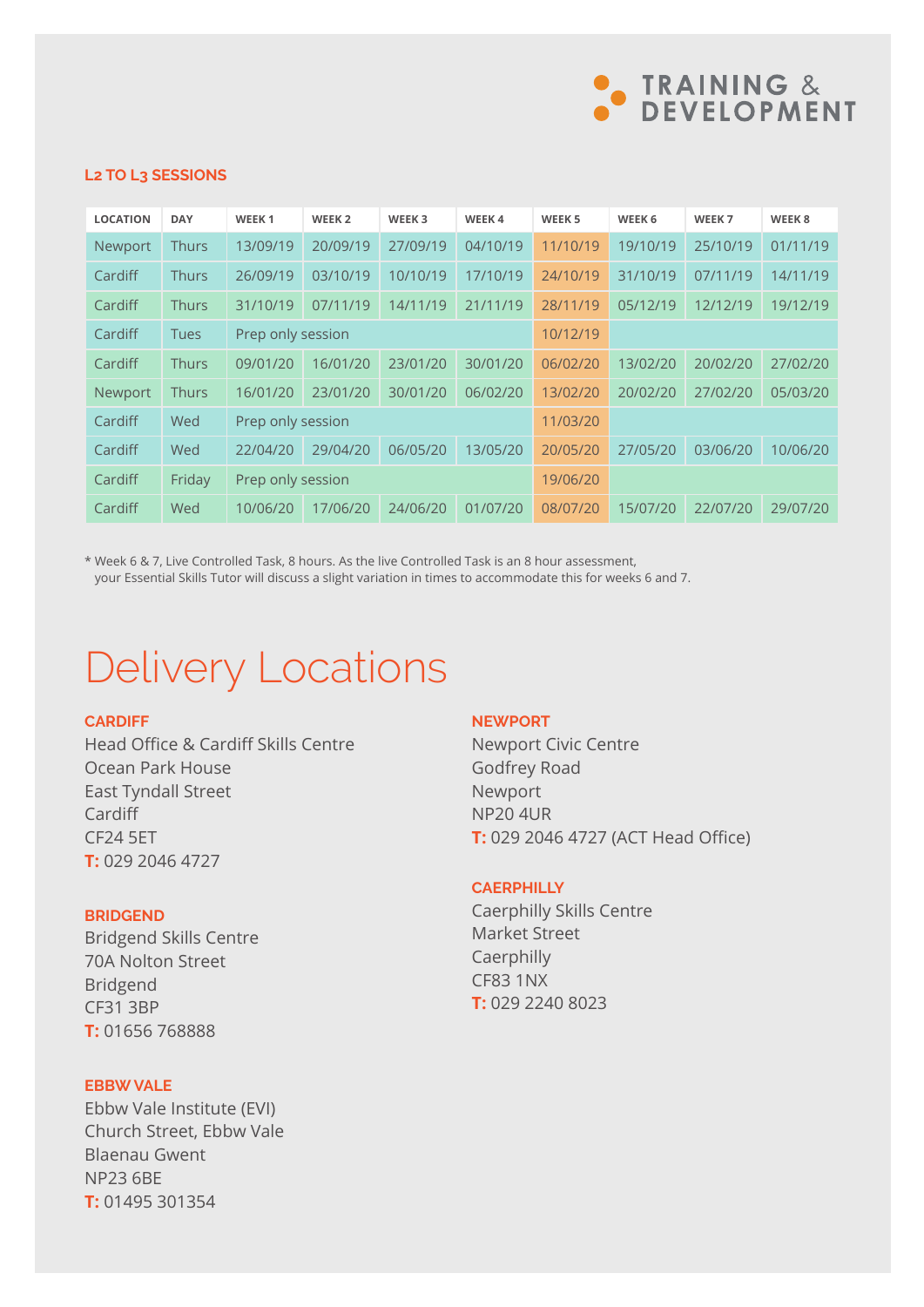TRAINING & DEVELOPMENT

## L2 TO L3 SESSIONS

| LOCATION | DAY | WEEK 1 | WEEK 2 | WEEK 3 | WEEK 4 | WEEK 5 | WEEK 6 | WEEK 7 | WEEK 8 |
|---|---|---|---|---|---|---|---|---|---|
| Newport | Thurs | 13/09/19 | 20/09/19 | 27/09/19 | 04/10/19 | 11/10/19 | 19/10/19 | 25/10/19 | 01/11/19 |
| Cardiff | Thurs | 26/09/19 | 03/10/19 | 10/10/19 | 17/10/19 | 24/10/19 | 31/10/19 | 07/11/19 | 14/11/19 |
| Cardiff | Thurs | 31/10/19 | 07/11/19 | 14/11/19 | 21/11/19 | 28/11/19 | 05/12/19 | 12/12/19 | 19/12/19 |
| Cardiff | Tues | Prep only session | | | | 10/12/19 | | | |
| Cardiff | Thurs | 09/01/20 | 16/01/20 | 23/01/20 | 30/01/20 | 06/02/20 | 13/02/20 | 20/02/20 | 27/02/20 |
| Newport | Thurs | 16/01/20 | 23/01/20 | 30/01/20 | 06/02/20 | 13/02/20 | 20/02/20 | 27/02/20 | 05/03/20 |
| Cardiff | Wed | Prep only session | | | | 11/03/20 | | | |
| Cardiff | Wed | 22/04/20 | 29/04/20 | 06/05/20 | 13/05/20 | 20/05/20 | 27/05/20 | 03/06/20 | 10/06/20 |
| Cardiff | Friday | Prep only session | | | | 19/06/20 | | | |
| Cardiff | Wed | 10/06/20 | 17/06/20 | 24/06/20 | 01/07/20 | 08/07/20 | 15/07/20 | 22/07/20 | 29/07/20 |

* Week 6 & 7, Live Controlled Task, 8 hours. As the live Controlled Task is an 8 hour assessment, your Essential Skills Tutor will discuss a slight variation in times to accommodate this for weeks 6 and 7.

# Delivery Locations

**CARDIFF**
Head Office & Cardiff Skills Centre
Ocean Park House
East Tyndall Street
Cardiff
CF24 5ET
**T:** 029 2046 4727

**BRIDGEND**
Bridgend Skills Centre
70A Nolton Street
Bridgend
CF31 3BP
**T:** 01656 768888

**EBBW VALE**
Ebbw Vale Institute (EVI)
Church Street, Ebbw Vale
Blaenau Gwent
NP23 6BE
**T:** 01495 301354

**NEWPORT**
Newport Civic Centre
Godfrey Road
Newport
NP20 4UR
**T:** 029 2046 4727 (ACT Head Office)

**CAERPHILLY**
Caerphilly Skills Centre
Market Street
Caerphilly
CF83 1NX
**T:** 029 2240 8023